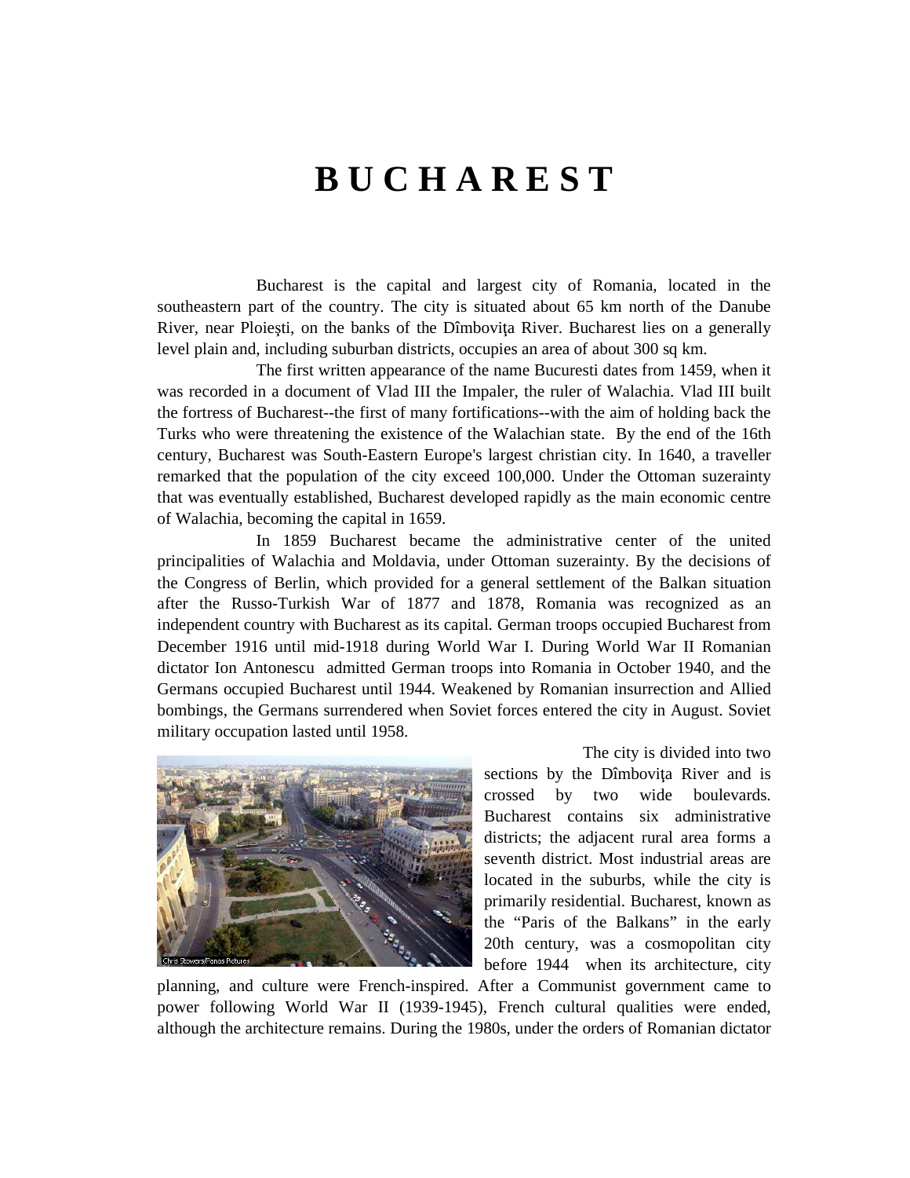# BUCHAREST

Bucharest is the capital and largest city of Romania, located in the southeastern part of the country. The city is situated about 65 km north of the Danube River, near Ploieşti, on the banks of the Dîmboviţa River. Bucharest lies on a generally level plain and, including suburban districts, occupies an area of about 300 sq km.

The first written appearance of the name Bucuresti dates from 1459, when it was recorded in a document of Vlad III the Impaler, the ruler of Walachia. Vlad III built the fortress of Bucharest--the first of many fortifications--with the aim of holding back the Turks who were threatening the existence of the Walachian state. By the end of the 16th century, Bucharest was South-Eastern Europe's largest christian city. In 1640, a traveller remarked that the population of the city exceed 100,000. Under the Ottoman suzerainty that was eventually established, Bucharest developed rapidly as the main economic centre of Walachia, becoming the capital in 1659.

In 1859 Bucharest became the administrative center of the united principalities of Walachia and Moldavia, under Ottoman suzerainty. By the decisions of the Congress of Berlin, which provided for a general settlement of the Balkan situation after the Russo-Turkish War of 1877 and 1878, Romania was recognized as an independent country with Bucharest as its capital. German troops occupied Bucharest from December 1916 until mid-1918 during World War I. During World War II Romanian dictator Ion Antonescu admitted German troops into Romania in October 1940, and the Germans occupied Bucharest until 1944. Weakened by Romanian insurrection and Allied bombings, the Germans surrendered when Soviet forces entered the city in August. Soviet military occupation lasted until 1958.

The city is divided into two sections by the Dîmboviţa River and is crossed by two wide boulevards. Bucharest contains six administrative districts; the adjacent rural area forms a seventh district. Most industrial areas are located in the suburbs, while the city is primarily residential. Bucharest, known as the "Paris of the Balkans" in the early 20th century, was a cosmopolitan city before 1944 when its architecture, city planning, and culture were French-inspired. After a Communist government came to power following World War II (1939-1945), French cultural qualities were ended, although the architecture remains. During the 1980s, under the orders of Romanian dictator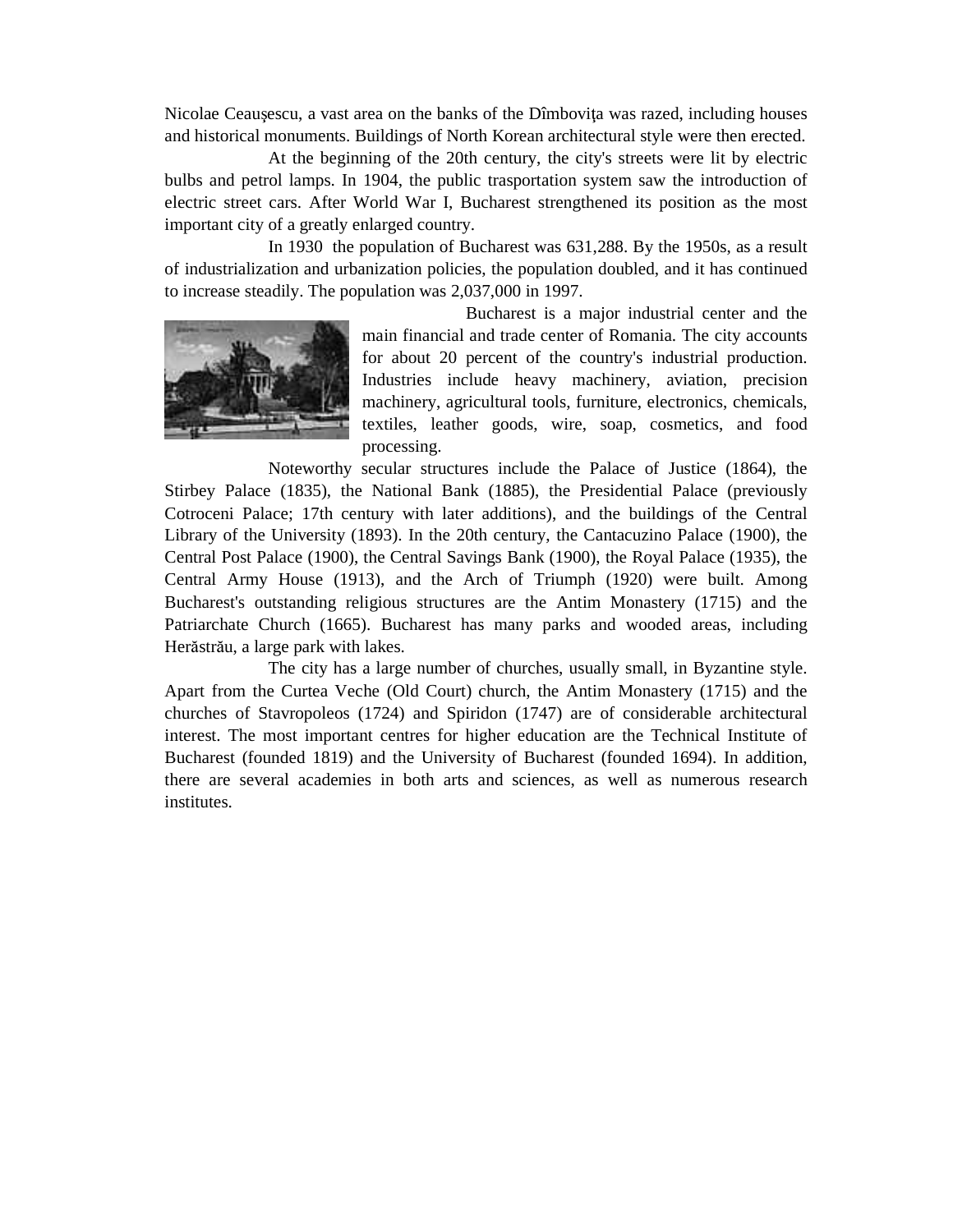Nicolae Ceaușescu, a vast area on the banks of the Dîmboviţa was razed, including houses and historical monuments. Buildings of North Korean architectural style were then erected.

At the beginning of the 20th century, the city's streets were lit by electric bulbs and petrol lamps. In 1904, the public trasportation system saw the introduction of electric street cars. After World War I, Bucharest strengthened its position as the most important city of a greatly enlarged country.

In 1930 the population of Bucharest was 631,288. By the 1950s, as a result of industrialization and urbanization policies, the population doubled, and it has continued to increase steadily. The population was 2,037,000 in 1997.

Bucharest is a major industrial center and the main financial and trade center of Romania. The city accounts for about 20 percent of the country's industrial production. Industries include heavy machinery, aviation, precision machinery, agricultural tools, furniture, electronics, chemicals, textiles, leather goods, wire, soap, cosmetics, and food processing.

Noteworthy secular structures include the Palace of Justice (1864), the Stirbey Palace (1835), the National Bank (1885), the Presidential Palace (previously Cotroceni Palace; 17th century with later additions), and the buildings of the Central Library of the University (1893). In the 20th century, the Cantacuzino Palace (1900), the Central Post Palace (1900), the Central Savings Bank (1900), the Royal Palace (1935), the Central Army House (1913), and the Arch of Triumph (1920) were built. Among Bucharest's outstanding religious structures are the Antim Monastery (1715) and the Patriarchate Church (1665). Bucharest has many parks and wooded areas, including Herăstrău, a large park with lakes.

The city has a large number of churches, usually small, in Byzantine style. Apart from the Curtea Veche (Old Court) church, the Antim Monastery (1715) and the churches of Stavropoleos (1724) and Spiridon (1747) are of considerable architectural interest. The most important centres for higher education are the Technical Institute of Bucharest (founded 1819) and the University of Bucharest (founded 1694). In addition, there are several academies in both arts and sciences, as well as numerous research institutes.